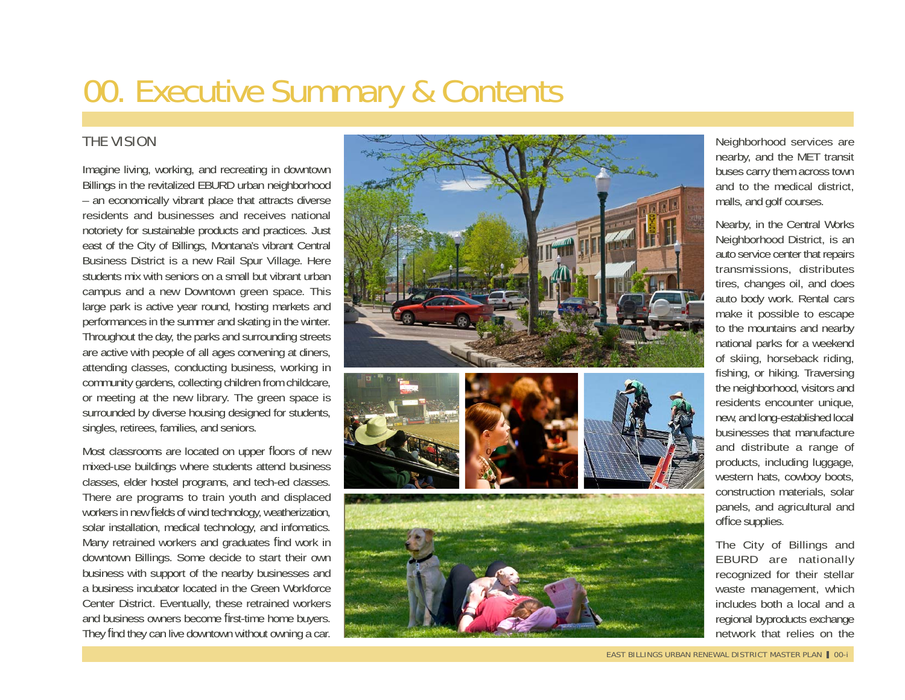# 00. Executive Summary & Contents

## THE VISION

Imagine living, working, and recreating in downtown Billings in the revitalized EBURD urban neighborhood – an economically vibrant place that attracts diverse residents and businesses and receives national notoriety for sustainable products and practices. Just east of the City of Billings, Montana's vibrant Central Business District is a new Rail Spur Village. Here students mix with seniors on a small but vibrant urban campus and a new Downtown green space. This large park is active year round, hosting markets and performances in the summer and skating in the winter. Throughout the day, the parks and surrounding streets are active with people of all ages convening at diners, attending classes, conducting business, working in community gardens, collecting children from childcare, or meeting at the new library. The green space is surrounded by diverse housing designed for students, singles, retirees, families, and seniors.

Most classrooms are located on upper floors of new mixed-use buildings where students attend business classes, elder hostel programs, and tech-ed classes. There are programs to train youth and displaced workers in new fields of wind technology, weatherization, solar installation, medical technology, and infomatics. Many retrained workers and graduates find work in downtown Billings. Some decide to start their own business with support of the nearby businesses and a business incubator located in the Green Workforce Center District. Eventually, these retrained workers and business owners become first-time home buyers. They find they can live downtown without owning a car. Neighborhood services are nearby, and the MET transit buses carry them across town and to the medical district, malls, and golf courses.

Nearby, in the Central Works Neighborhood District, is an auto service center that repairs transmissions, distributes tires, changes oil, and does auto body work. Rental cars make it possible to escape to the mountains and nearby national parks for a weekend of skiing, horseback riding, fishing, or hiking. Traversing the neighborhood, visitors and residents encounter unique, new, and long-established local businesses that manufacture and distribute a range of products, including luggage, western hats, cowboy boots, construction materials, solar panels, and agricultural and office supplies.

The City of Billings and EBURD are nationally recognized for their stellar waste management, which includes both a local and a regional byproducts exchange network that relies on the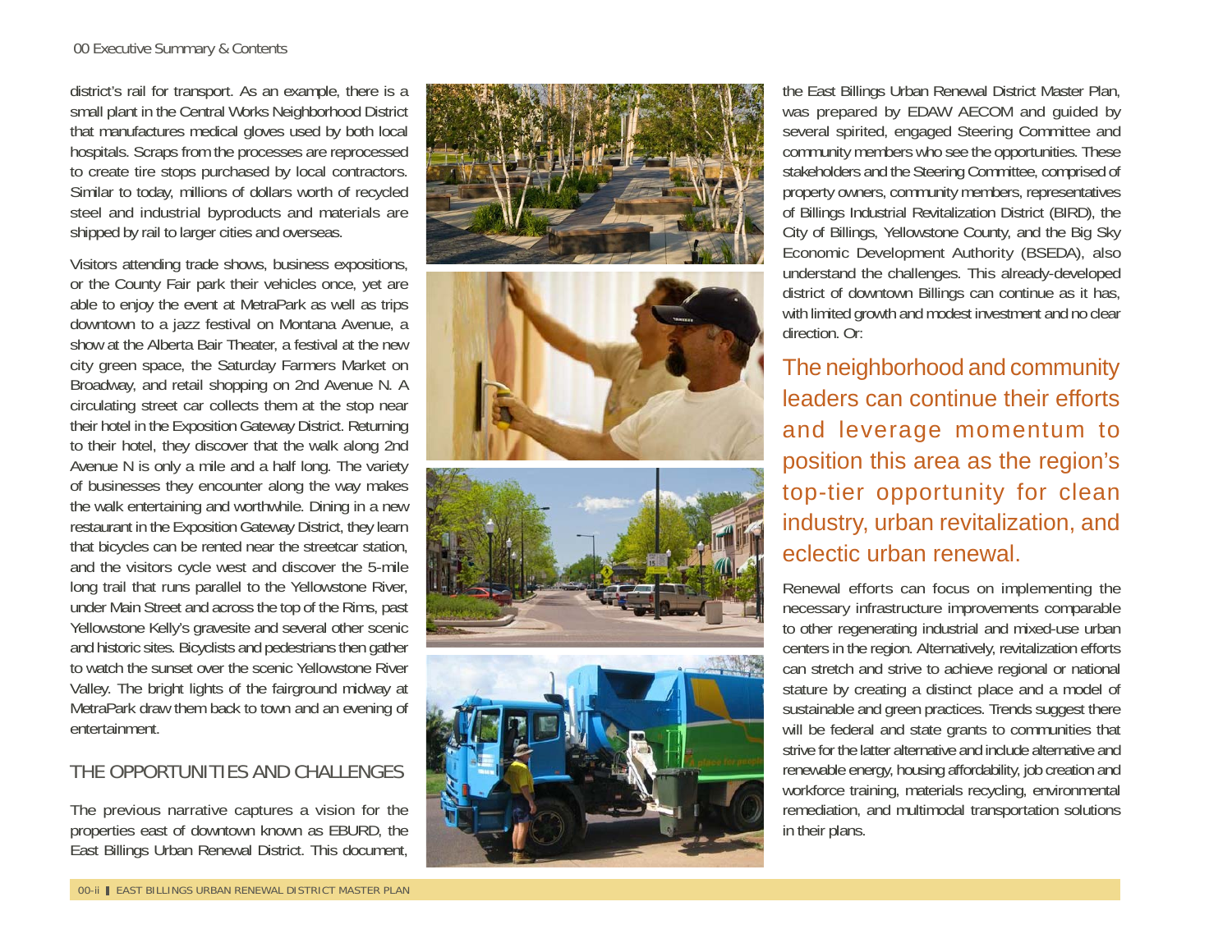district's rail for transport. As an example, there is a small plant in the Central Works Neighborhood District that manufactures medical gloves used by both local hospitals. Scraps from the processes are reprocessed to create tire stops purchased by local contractors. Similar to today, millions of dollars worth of recycled steel and industrial byproducts and materials are shipped by rail to larger cities and overseas.

Visitors attending trade shows, business expositions, or the County Fair park their vehicles once, yet are able to enjoy the event at MetraPark as well as trips downtown to a jazz festival on Montana Avenue, a show at the Alberta Bair Theater, a festival at the new city green space, the Saturday Farmers Market on Broadway, and retail shopping on 2nd Avenue N. A circulating street car collects them at the stop near their hotel in the Exposition Gateway District. Returning to their hotel, they discover that the walk along 2nd Avenue N is only a mile and a half long. The variety of businesses they encounter along the way makes the walk entertaining and worthwhile. Dining in a new restaurant in the Exposition Gateway District, they learn that bicycles can be rented near the streetcar station, and the visitors cycle west and discover the 5-mile long trail that runs parallel to the Yellowstone River, under Main Street and across the top of the Rims, past Yellowstone Kelly's gravesite and several other scenic and historic sites. Bicyclists and pedestrians then gather to watch the sunset over the scenic Yellowstone River Valley. The bright lights of the fairground midway at MetraPark draw them back to town and an evening of entertainment.

## THE OPPORTUNITIES AND CHALLENGES

The previous narrative captures a vision for the properties east of downtown known as EBURD, the East Billings Urban Renewal District. This document, the East Billings Urban Renewal District Master Plan, was prepared by EDAW AECOM and guided by several spirited, engaged Steering Committee and community members who see the opportunities. These stakeholders and the Steering Committee, comprised of property owners, community members, representatives of Billings Industrial Revitalization District (BIRD), the City of Billings, Yellowstone County, and the Big Sky Economic Development Authority (BSEDA), also understand the challenges. This already-developed district of downtown Billings can continue as it has, with limited growth and modest investment and no clear direction. Or:

**The neighborhood and community leaders can continue their efforts and leverage momentum to position this area as the region's top-tier opportunity for clean industry, urban revitalization, and eclectic urban renewal.**

Renewal efforts can focus on implementing the necessary infrastructure improvements comparable to other regenerating industrial and mixed-use urban centers in the region. Alternatively, revitalization efforts can stretch and strive to achieve regional or national stature by creating a distinct place and a model of sustainable and green practices. Trends suggest there will be federal and state grants to communities that strive for the latter alternative and include alternative and renewable energy, housing affordability, job creation and workforce training, materials recycling, environmental remediation, and multimodal transportation solutions in their plans.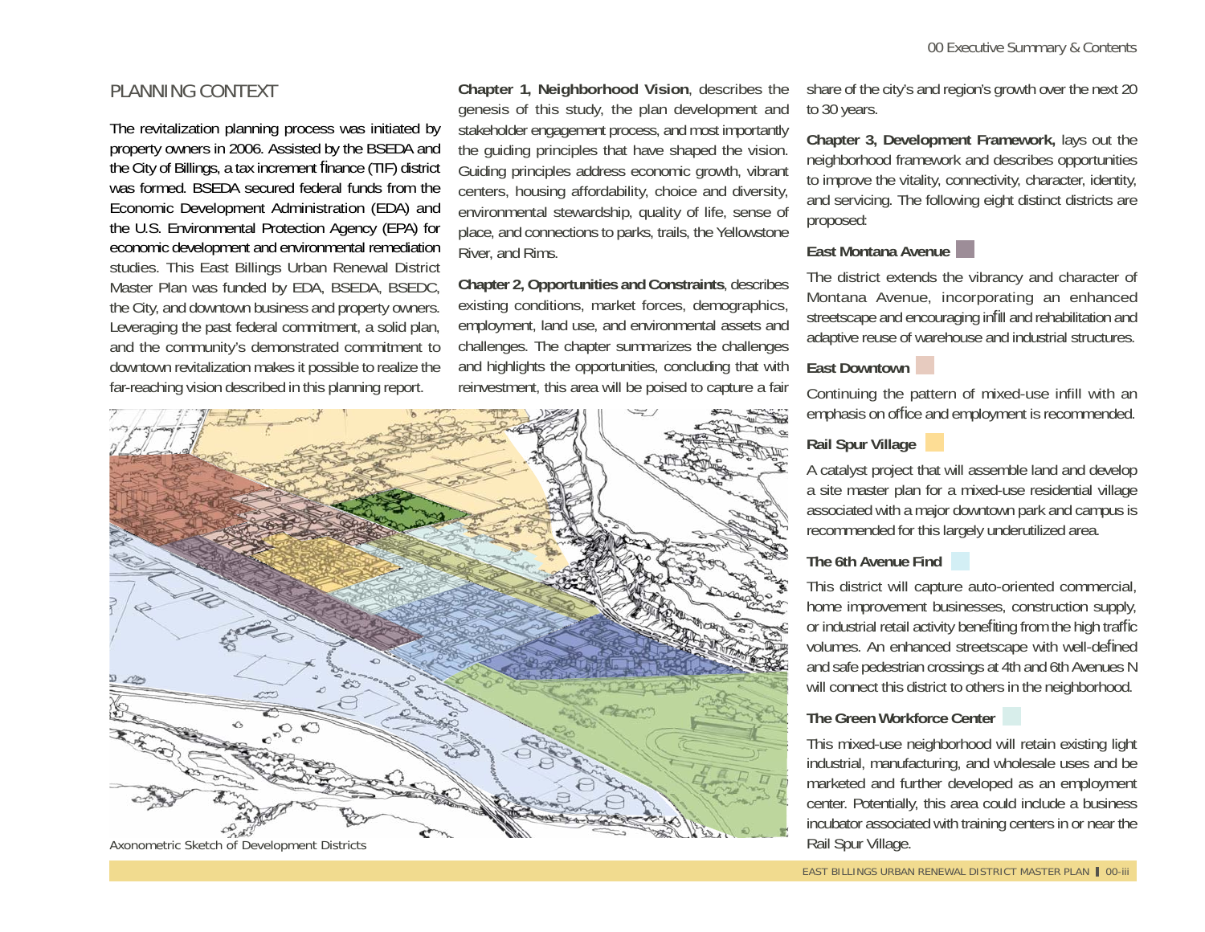## PLANNING CONTEXT

The revitalization planning process was initiated by property owners in 2006. Assisted by the BSEDA and the City of Billings, a tax increment finance (TIF) district was formed. BSEDA secured federal funds from the Economic Development Administration (EDA) and the U.S. Environmental Protection Agency (EPA) for economic development and environmental remediation studies. This East Billings Urban Renewal District Master Plan was funded by EDA, BSEDA, BSEDC, the City, and downtown business and property owners. Leveraging the past federal commitment, a solid plan, and the community's demonstrated commitment to downtown revitalization makes it possible to realize the far-reaching vision described in this planning report.

**Chapter 1, Neighborhood Vision**, describes the genesis of this study, the plan development and stakeholder engagement process, and most importantly the guiding principles that have shaped the vision. Guiding principles address economic growth, vibrant centers, housing affordability, choice and diversity, environmental stewardship, quality of life, sense of place, and connections to parks, trails, the Yellowstone River, and Rims.

**Chapter 2, Opportunities and Constraints**, describes existing conditions, market forces, demographics, employment, land use, and environmental assets and challenges. The chapter summarizes the challenges and highlights the opportunities, concluding that with reinvestment, this area will be poised to capture a fair share of the city's and region's growth over the next 20 to 30 years.

Axonometric Sketch of Development Districts

**Chapter 3, Development Framework,** lays out the neighborhood framework and describes opportunities to improve the vitality, connectivity, character, identity, and servicing. The following eight distinct districts are proposed:

**East Montana Avenue**

The district extends the vibrancy and character of Montana Avenue, incorporating an enhanced streetscape and encouraging infill and rehabilitation and adaptive reuse of warehouse and industrial structures.

**East Downtown**

Continuing the pattern of mixed-use infill with an emphasis on office and employment is recommended.

**Rail Spur Village**

A catalyst project that will assemble land and develop a site master plan for a mixed-use residential village associated with a major downtown park and campus is recommended for this largely underutilized area.

**The 6th Avenue Find**

This district will capture auto-oriented commercial, home improvement businesses, construction supply, or industrial retail activity benefiting from the high traffic volumes. An enhanced streetscape with well-defined and safe pedestrian crossings at 4th and 6th Avenues N will connect this district to others in the neighborhood.

**The Green Workforce Center**

This mixed-use neighborhood will retain existing light industrial, manufacturing, and wholesale uses and be marketed and further developed as an employment center. Potentially, this area could include a business incubator associated with training centers in or near the Rail Spur Village.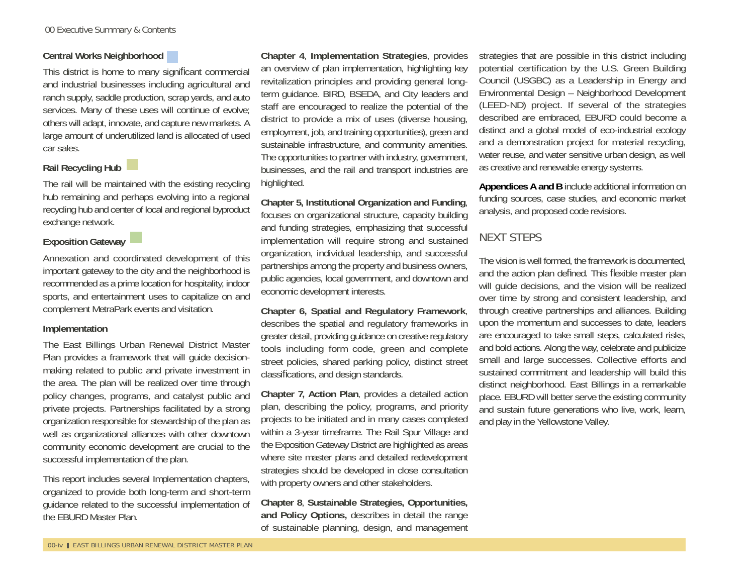### Central Works Neighborhood

This district is home to many significant commercial and industrial businesses including agricultural and ranch supply, saddle production, scrap yards, and auto services. Many of these uses will continue of evolve; others will adapt, innovate, and capture new markets. A large amount of underutilized land is allocated of used car sales.

### Rail Recycling Hub

The rail will be maintained with the existing recycling hub remaining and perhaps evolving into a regional recycling hub and center of local and regional byproduct exchange network.

### Exposition Gateway

Annexation and coordinated development of this important gateway to the city and the neighborhood is recommended as a prime location for hospitality, indoor sports, and entertainment uses to capitalize on and complement MetraPark events and visitation.

### Implementation

The East Billings Urban Renewal District Master Plan provides a framework that will guide decision-making related to public and private investment in the area. The plan will be realized over time through policy changes, programs, and catalyst public and private projects. Partnerships facilitated by a strong organization responsible for stewardship of the plan as well as organizational alliances with other downtown community economic development are crucial to the successful implementation of the plan.

This report includes several Implementation chapters, organized to provide both long-term and short-term guidance related to the successful implementation of the EBURD Master Plan.

**Chapter 4**, **Implementation Strategies**, provides an overview of plan implementation, highlighting key revitalization principles and providing general long-term guidance. BIRD, BSEDA, and City leaders and staff are encouraged to realize the potential of the district to provide a mix of uses (diverse housing, employment, job, and training opportunities), green and sustainable infrastructure, and community amenities. The opportunities to partner with industry, government, businesses, and the rail and transport industries are highlighted.

**Chapter 5, Institutional Organization and Funding**, focuses on organizational structure, capacity building and funding strategies, emphasizing that successful implementation will require strong and sustained organization, individual leadership, and successful partnerships among the property and business owners, public agencies, local government, and downtown and economic development interests.

**Chapter 6, Spatial and Regulatory Framework**, describes the spatial and regulatory frameworks in greater detail, providing guidance on creative regulatory tools including form code, green and complete street policies, shared parking policy, distinct street classifications, and design standards.

**Chapter 7, Action Plan**, provides a detailed action plan, describing the policy, programs, and priority projects to be initiated and in many cases completed within a 3-year timeframe. The Rail Spur Village and the Exposition Gateway District are highlighted as areas where site master plans and detailed redevelopment strategies should be developed in close consultation with property owners and other stakeholders.

**Chapter 8**, **Sustainable Strategies, Opportunities, and Policy Options,** describes in detail the range of sustainable planning, design, and management strategies that are possible in this district including potential certification by the U.S. Green Building Council (USGBC) as a Leadership in Energy and Environmental Design – Neighborhood Development (LEED-ND) project. If several of the strategies described are embraced, EBURD could become a distinct and a global model of eco-industrial ecology and a demonstration project for material recycling, water reuse, and water sensitive urban design, as well as creative and renewable energy systems.

**Appendices A and B** include additional information on funding sources, case studies, and economic market analysis, and proposed code revisions.

## NEXT STEPS

The vision is well formed, the framework is documented, and the action plan defined. This flexible master plan will guide decisions, and the vision will be realized over time by strong and consistent leadership, and through creative partnerships and alliances. Building upon the momentum and successes to date, leaders are encouraged to take small steps, calculated risks, and bold actions. Along the way, celebrate and publicize small and large successes. Collective efforts and sustained commitment and leadership will build this distinct neighborhood. East Billings in a remarkable place. EBURD will better serve the existing community and sustain future generations who live, work, learn, and play in the Yellowstone Valley.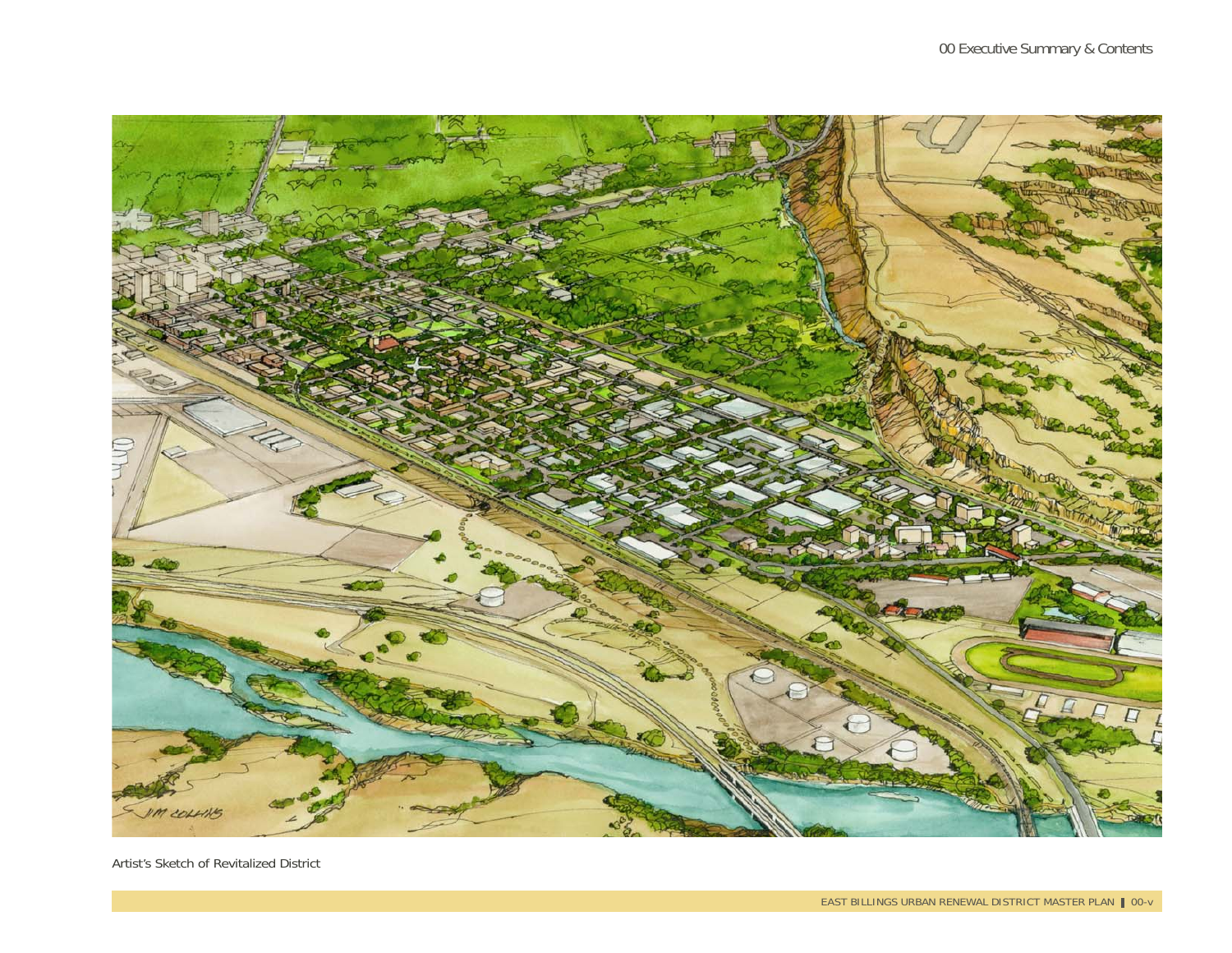Artist's Sketch of Revitalized District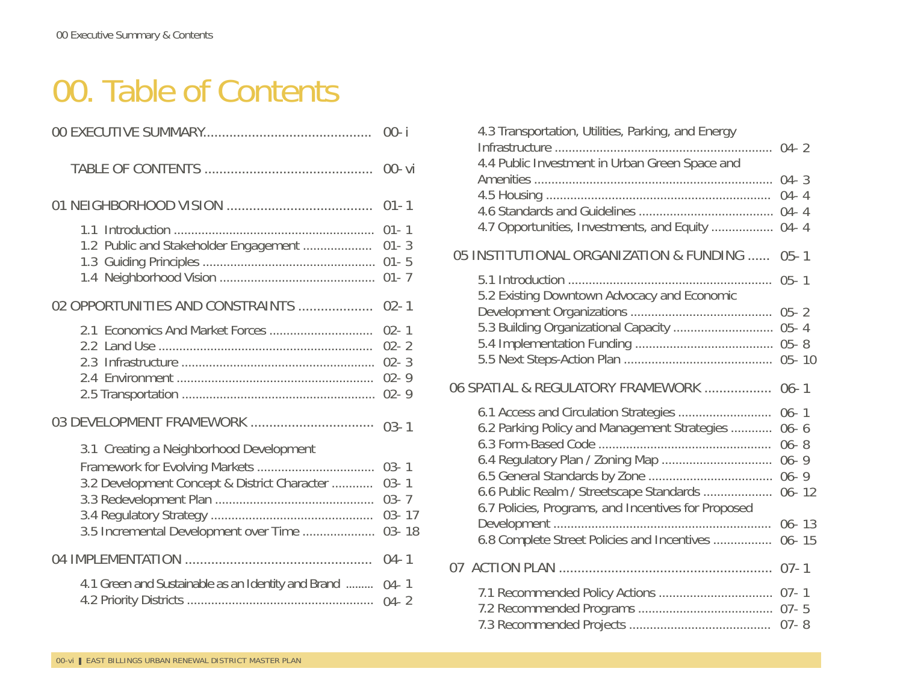# 00. Table of Contents

| | |
|---|---|
| 00 EXECUTIVE SUMMARY | 00-i |
| TABLE OF CONTENTS | 00-vi |
| 01 NEIGHBORHOOD VISION | 01-1 |
| 1.1 Introduction | 01-1 |
| 1.2 Public and Stakeholder Engagement | 01-3 |
| 1.3 Guiding Principles | 01-5 |
| 1.4 Neighborhood Vision | 01-7 |
| 02 OPPORTUNITIES AND CONSTRAINTS | 02-1 |
| 2.1 Economics And Market Forces | 02-1 |
| 2.2 Land Use | 02-2 |
| 2.3 Infrastructure | 02-3 |
| 2.4 Environment | 02-9 |
| 2.5 Transportation | 02-9 |
| 03 DEVELOPMENT FRAMEWORK | 03-1 |
| 3.1 Creating a Neighborhood Development Framework for Evolving Markets | 03-1 |
| 3.2 Development Concept & District Character | 03-1 |
| 3.3 Redevelopment Plan | 03-7 |
| 3.4 Regulatory Strategy | 03-17 |
| 3.5 Incremental Development over Time | 03-18 |
| 04 IMPLEMENTATION | 04-1 |
| 4.1 Green and Sustainable as an Identity and Brand | 04-1 |
| 4.2 Priority Districts | 04-2 |
| 4.3 Transportation, Utilities, Parking, and Energy Infrastructure | 04-2 |
| 4.4 Public Investment in Urban Green Space and Amenities | 04-3 |
| 4.5 Housing | 04-4 |
| 4.6 Standards and Guidelines | 04-4 |
| 4.7 Opportunities, Investments, and Equity | 04-4 |
| 05 INSTITUTIONAL ORGANIZATION & FUNDING | 05-1 |
| 5.1 Introduction | 05-1 |
| 5.2 Existing Downtown Advocacy and Economic Development Organizations | 05-2 |
| 5.3 Building Organizational Capacity | 05-4 |
| 5.4 Implementation Funding | 05-8 |
| 5.5 Next Steps-Action Plan | 05-10 |
| 06 SPATIAL & REGULATORY FRAMEWORK | 06-1 |
| 6.1 Access and Circulation Strategies | 06-1 |
| 6.2 Parking Policy and Management Strategies | 06-6 |
| 6.3 Form-Based Code | 06-8 |
| 6.4 Regulatory Plan / Zoning Map | 06-9 |
| 6.5 General Standards by Zone | 06-9 |
| 6.6 Public Realm / Streetscape Standards | 06-12 |
| 6.7 Policies, Programs, and Incentives for Proposed Development | 06-13 |
| 6.8 Complete Street Policies and Incentives | 06-15 |
| 07 ACTION PLAN | 07-1 |
| 7.1 Recommended Policy Actions | 07-1 |
| 7.2 Recommended Programs | 07-5 |
| 7.3 Recommended Projects | 07-8 |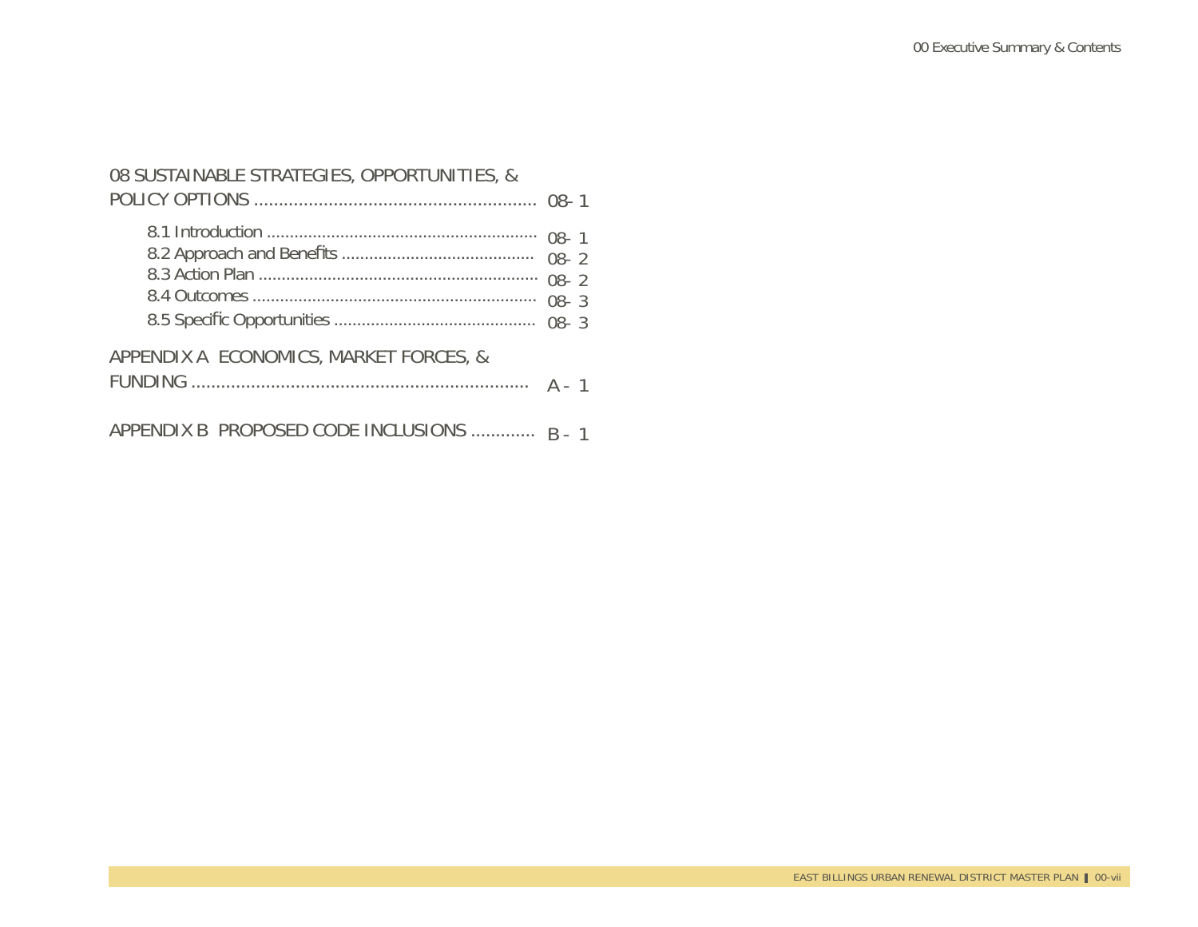08 SUSTAINABLE STRATEGIES, OPPORTUNITIES, & POLICY OPTIONS ........................................................ 08- 1

- 8.1 Introduction .......................................................... 08- 1
- 8.2 Approach and Benefits ......................................... 08- 2
- 8.3 Action Plan ............................................................ 08- 2
- 8.4 Outcomes ............................................................. 08- 3
- 8.5 Specific Opportunities ........................................... 08- 3

APPENDIX A ECONOMICS, MARKET FORCES, & FUNDING ................................................................... A - 1

APPENDIX B PROPOSED CODE INCLUSIONS ............ B - 1